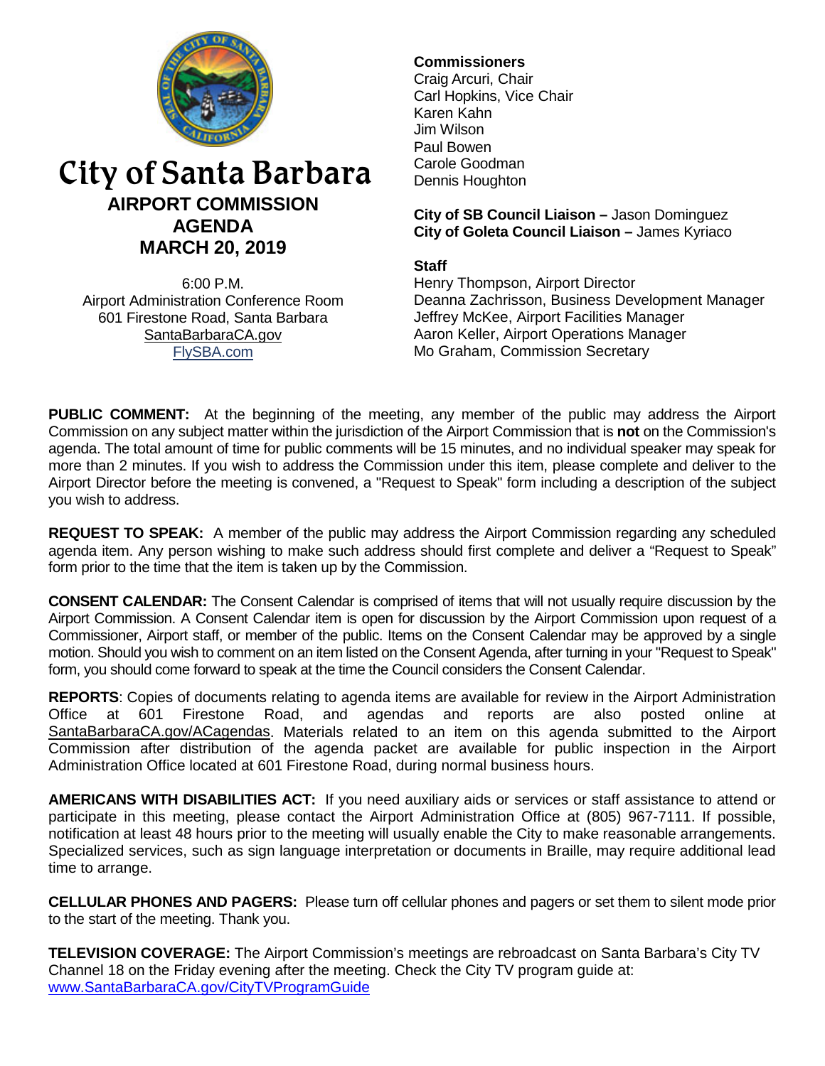# City of Santa Barbara

## AIRPORT COMMISSION AGENDA MARCH 20, 2019

6:00 P.M.
Airport Administration Conference Room
601 Firestone Road, Santa Barbara
SantaBarbaraCA.gov
FlySBA.com

**Commissioners**
Craig Arcuri, Chair
Carl Hopkins, Vice Chair
Karen Kahn
Jim Wilson
Paul Bowen
Carole Goodman
Dennis Houghton

**City of SB Council Liaison –** Jason Dominguez
**City of Goleta Council Liaison –** James Kyriaco

**Staff**
Henry Thompson, Airport Director
Deanna Zachrisson, Business Development Manager
Jeffrey McKee, Airport Facilities Manager
Aaron Keller, Airport Operations Manager
Mo Graham, Commission Secretary

**PUBLIC COMMENT:** At the beginning of the meeting, any member of the public may address the Airport Commission on any subject matter within the jurisdiction of the Airport Commission that is **not** on the Commission's agenda. The total amount of time for public comments will be 15 minutes, and no individual speaker may speak for more than 2 minutes. If you wish to address the Commission under this item, please complete and deliver to the Airport Director before the meeting is convened, a "Request to Speak" form including a description of the subject you wish to address.

**REQUEST TO SPEAK:** A member of the public may address the Airport Commission regarding any scheduled agenda item. Any person wishing to make such address should first complete and deliver a "Request to Speak" form prior to the time that the item is taken up by the Commission.

**CONSENT CALENDAR:** The Consent Calendar is comprised of items that will not usually require discussion by the Airport Commission. A Consent Calendar item is open for discussion by the Airport Commission upon request of a Commissioner, Airport staff, or member of the public. Items on the Consent Calendar may be approved by a single motion. Should you wish to comment on an item listed on the Consent Agenda, after turning in your "Request to Speak" form, you should come forward to speak at the time the Council considers the Consent Calendar.

**REPORTS**: Copies of documents relating to agenda items are available for review in the Airport Administration Office at 601 Firestone Road, and agendas and reports are also posted online at SantaBarbaraCA.gov/ACagendas. Materials related to an item on this agenda submitted to the Airport Commission after distribution of the agenda packet are available for public inspection in the Airport Administration Office located at 601 Firestone Road, during normal business hours.

**AMERICANS WITH DISABILITIES ACT:** If you need auxiliary aids or services or staff assistance to attend or participate in this meeting, please contact the Airport Administration Office at (805) 967-7111. If possible, notification at least 48 hours prior to the meeting will usually enable the City to make reasonable arrangements. Specialized services, such as sign language interpretation or documents in Braille, may require additional lead time to arrange.

**CELLULAR PHONES AND PAGERS:** Please turn off cellular phones and pagers or set them to silent mode prior to the start of the meeting. Thank you.

**TELEVISION COVERAGE:** The Airport Commission's meetings are rebroadcast on Santa Barbara's City TV Channel 18 on the Friday evening after the meeting. Check the City TV program guide at: www.SantaBarbaraCA.gov/CityTVProgramGuide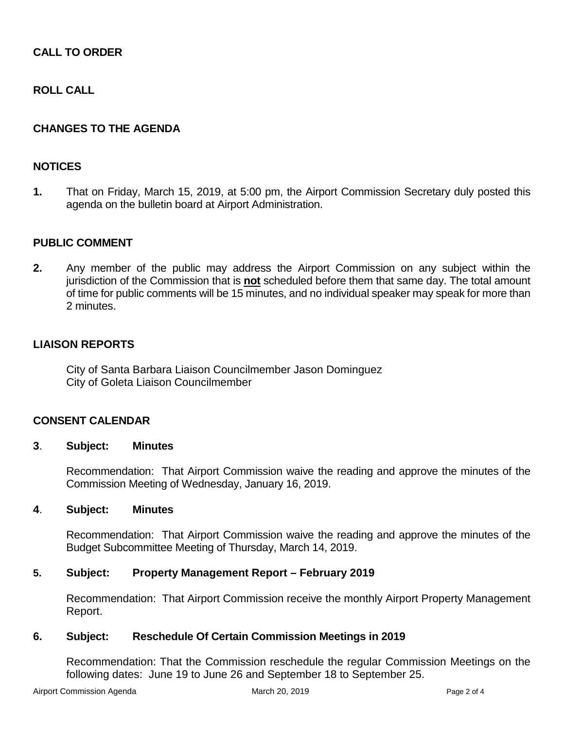## CALL TO ORDER

## ROLL CALL

## CHANGES TO THE AGENDA

## NOTICES

**1.** That on Friday, March 15, 2019, at 5:00 pm, the Airport Commission Secretary duly posted this agenda on the bulletin board at Airport Administration.

## PUBLIC COMMENT

**2.** Any member of the public may address the Airport Commission on any subject within the jurisdiction of the Commission that is **not** scheduled before them that same day. The total amount of time for public comments will be 15 minutes, and no individual speaker may speak for more than 2 minutes.

## LIAISON REPORTS

City of Santa Barbara Liaison Councilmember Jason Dominguez
City of Goleta Liaison Councilmember

## CONSENT CALENDAR

**3. Subject: Minutes**

Recommendation: That Airport Commission waive the reading and approve the minutes of the Commission Meeting of Wednesday, January 16, 2019.

**4. Subject: Minutes**

Recommendation: That Airport Commission waive the reading and approve the minutes of the Budget Subcommittee Meeting of Thursday, March 14, 2019.

**5. Subject: Property Management Report – February 2019**

Recommendation: That Airport Commission receive the monthly Airport Property Management Report.

**6. Subject: Reschedule Of Certain Commission Meetings in 2019**

Recommendation: That the Commission reschedule the regular Commission Meetings on the following dates: June 19 to June 26 and September 18 to September 25.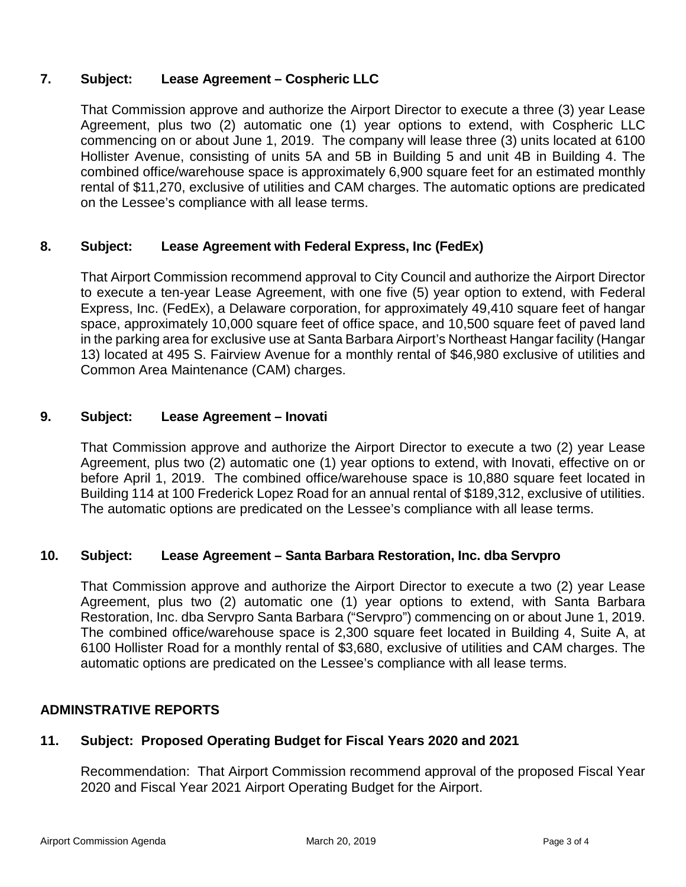### 7. Subject: Lease Agreement – Cospheric LLC

That Commission approve and authorize the Airport Director to execute a three (3) year Lease Agreement, plus two (2) automatic one (1) year options to extend, with Cospheric LLC commencing on or about June 1, 2019. The company will lease three (3) units located at 6100 Hollister Avenue, consisting of units 5A and 5B in Building 5 and unit 4B in Building 4. The combined office/warehouse space is approximately 6,900 square feet for an estimated monthly rental of $11,270, exclusive of utilities and CAM charges. The automatic options are predicated on the Lessee's compliance with all lease terms.

### 8. Subject: Lease Agreement with Federal Express, Inc (FedEx)

That Airport Commission recommend approval to City Council and authorize the Airport Director to execute a ten-year Lease Agreement, with one five (5) year option to extend, with Federal Express, Inc. (FedEx), a Delaware corporation, for approximately 49,410 square feet of hangar space, approximately 10,000 square feet of office space, and 10,500 square feet of paved land in the parking area for exclusive use at Santa Barbara Airport's Northeast Hangar facility (Hangar 13) located at 495 S. Fairview Avenue for a monthly rental of $46,980 exclusive of utilities and Common Area Maintenance (CAM) charges.

### 9. Subject: Lease Agreement – Inovati

That Commission approve and authorize the Airport Director to execute a two (2) year Lease Agreement, plus two (2) automatic one (1) year options to extend, with Inovati, effective on or before April 1, 2019. The combined office/warehouse space is 10,880 square feet located in Building 114 at 100 Frederick Lopez Road for an annual rental of $189,312, exclusive of utilities. The automatic options are predicated on the Lessee's compliance with all lease terms.

### 10. Subject: Lease Agreement – Santa Barbara Restoration, Inc. dba Servpro

That Commission approve and authorize the Airport Director to execute a two (2) year Lease Agreement, plus two (2) automatic one (1) year options to extend, with Santa Barbara Restoration, Inc. dba Servpro Santa Barbara ("Servpro") commencing on or about June 1, 2019. The combined office/warehouse space is 2,300 square feet located in Building 4, Suite A, at 6100 Hollister Road for a monthly rental of $3,680, exclusive of utilities and CAM charges. The automatic options are predicated on the Lessee's compliance with all lease terms.

## ADMINSTRATIVE REPORTS

### 11. Subject: Proposed Operating Budget for Fiscal Years 2020 and 2021

Recommendation: That Airport Commission recommend approval of the proposed Fiscal Year 2020 and Fiscal Year 2021 Airport Operating Budget for the Airport.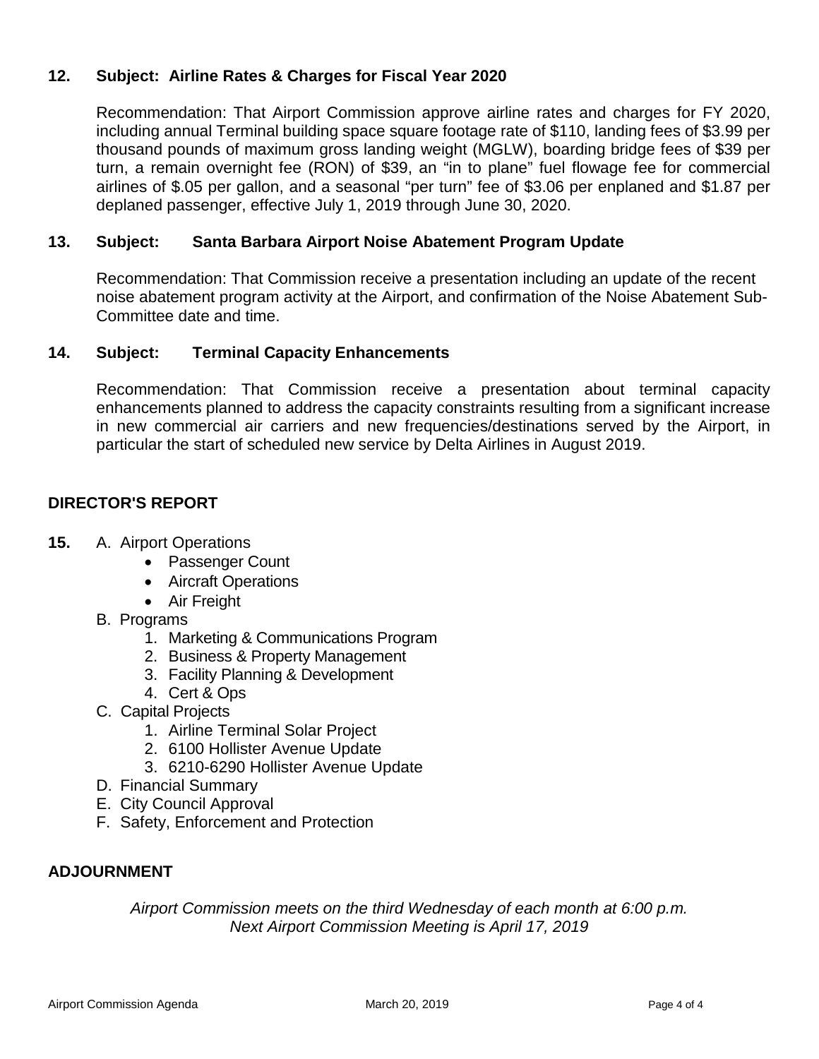**12. Subject: Airline Rates & Charges for Fiscal Year 2020**

Recommendation: That Airport Commission approve airline rates and charges for FY 2020, including annual Terminal building space square footage rate of $110, landing fees of $3.99 per thousand pounds of maximum gross landing weight (MGLW), boarding bridge fees of $39 per turn, a remain overnight fee (RON) of $39, an "in to plane" fuel flowage fee for commercial airlines of $.05 per gallon, and a seasonal "per turn" fee of $3.06 per enplaned and $1.87 per deplaned passenger, effective July 1, 2019 through June 30, 2020.

**13. Subject: Santa Barbara Airport Noise Abatement Program Update**

Recommendation: That Commission receive a presentation including an update of the recent noise abatement program activity at the Airport, and confirmation of the Noise Abatement Sub-Committee date and time.

**14. Subject: Terminal Capacity Enhancements**

Recommendation: That Commission receive a presentation about terminal capacity enhancements planned to address the capacity constraints resulting from a significant increase in new commercial air carriers and new frequencies/destinations served by the Airport, in particular the start of scheduled new service by Delta Airlines in August 2019.

## DIRECTOR'S REPORT

**15.** A. Airport Operations
- Passenger Count
- Aircraft Operations
- Air Freight

B. Programs
1. Marketing & Communications Program
2. Business & Property Management
3. Facility Planning & Development
4. Cert & Ops

C. Capital Projects
1. Airline Terminal Solar Project
2. 6100 Hollister Avenue Update
3. 6210-6290 Hollister Avenue Update

D. Financial Summary

E. City Council Approval

F. Safety, Enforcement and Protection

## ADJOURNMENT

*Airport Commission meets on the third Wednesday of each month at 6:00 p.m.*
*Next Airport Commission Meeting is April 17, 2019*